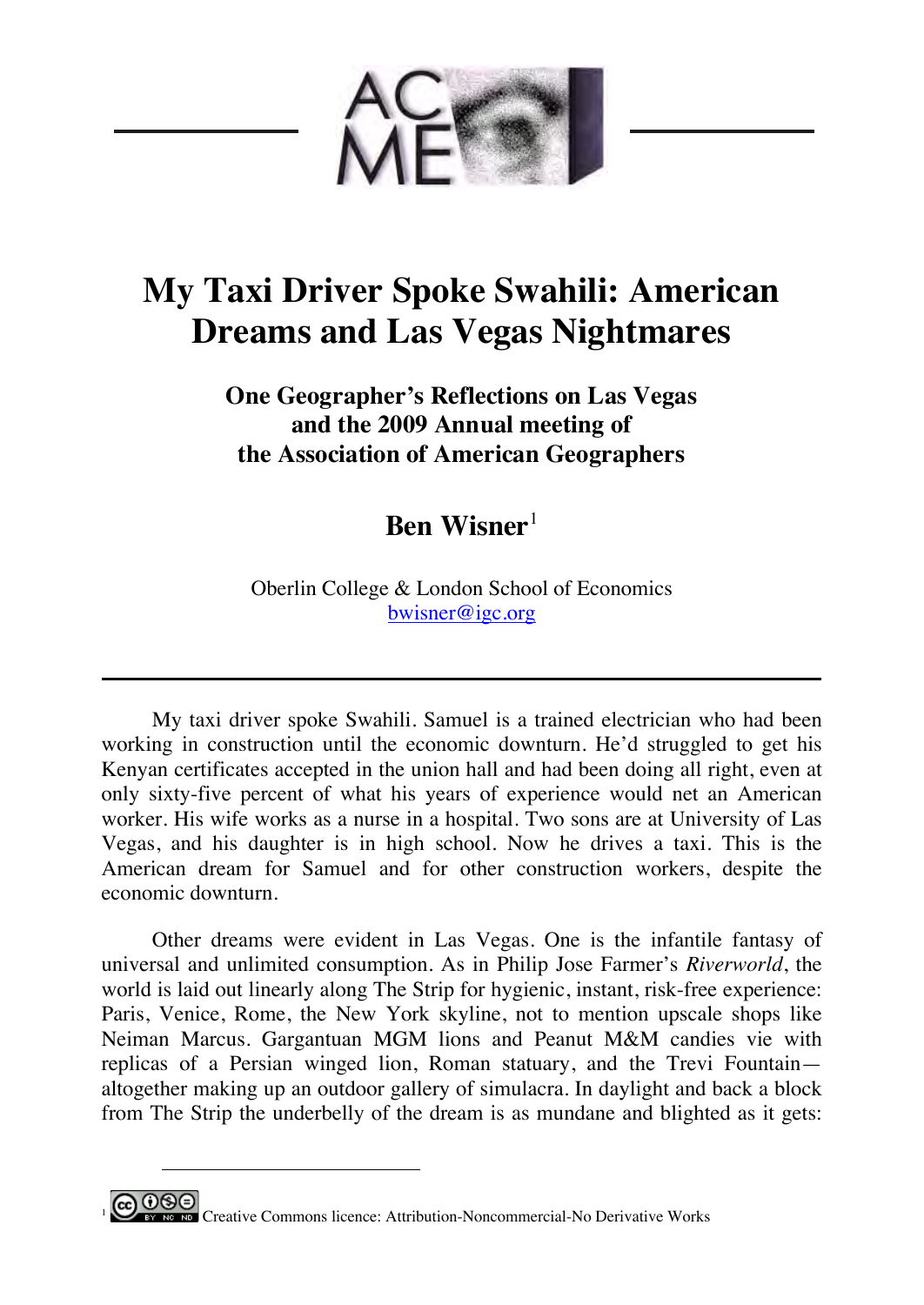# My Taxi Driver Spoke Swahili: American Dreams and Las Vegas Nightmares

## One Geographer's Reflections on Las Vegas and the 2009 Annual meeting of the Association of American Geographers

### Ben Wisner[1]

Oberlin College & London School of Economics
bwisner@igc.org

---

My taxi driver spoke Swahili. Samuel is a trained electrician who had been working in construction until the economic downturn. He'd struggled to get his Kenyan certificates accepted in the union hall and had been doing all right, even at only sixty-five percent of what his years of experience would net an American worker. His wife works as a nurse in a hospital. Two sons are at University of Las Vegas, and his daughter is in high school. Now he drives a taxi. This is the American dream for Samuel and for other construction workers, despite the economic downturn.

Other dreams were evident in Las Vegas. One is the infantile fantasy of universal and unlimited consumption. As in Philip Jose Farmer's *Riverworld*, the world is laid out linearly along The Strip for hygienic, instant, risk-free experience: Paris, Venice, Rome, the New York skyline, not to mention upscale shops like Neiman Marcus. Gargantuan MGM lions and Peanut M&M candies vie with replicas of a Persian winged lion, Roman statuary, and the Trevi Fountain—altogether making up an outdoor gallery of simulacra. In daylight and back a block from The Strip the underbelly of the dream is as mundane and blighted as it gets:

---

[1] Creative Commons licence: Attribution-Noncommercial-No Derivative Works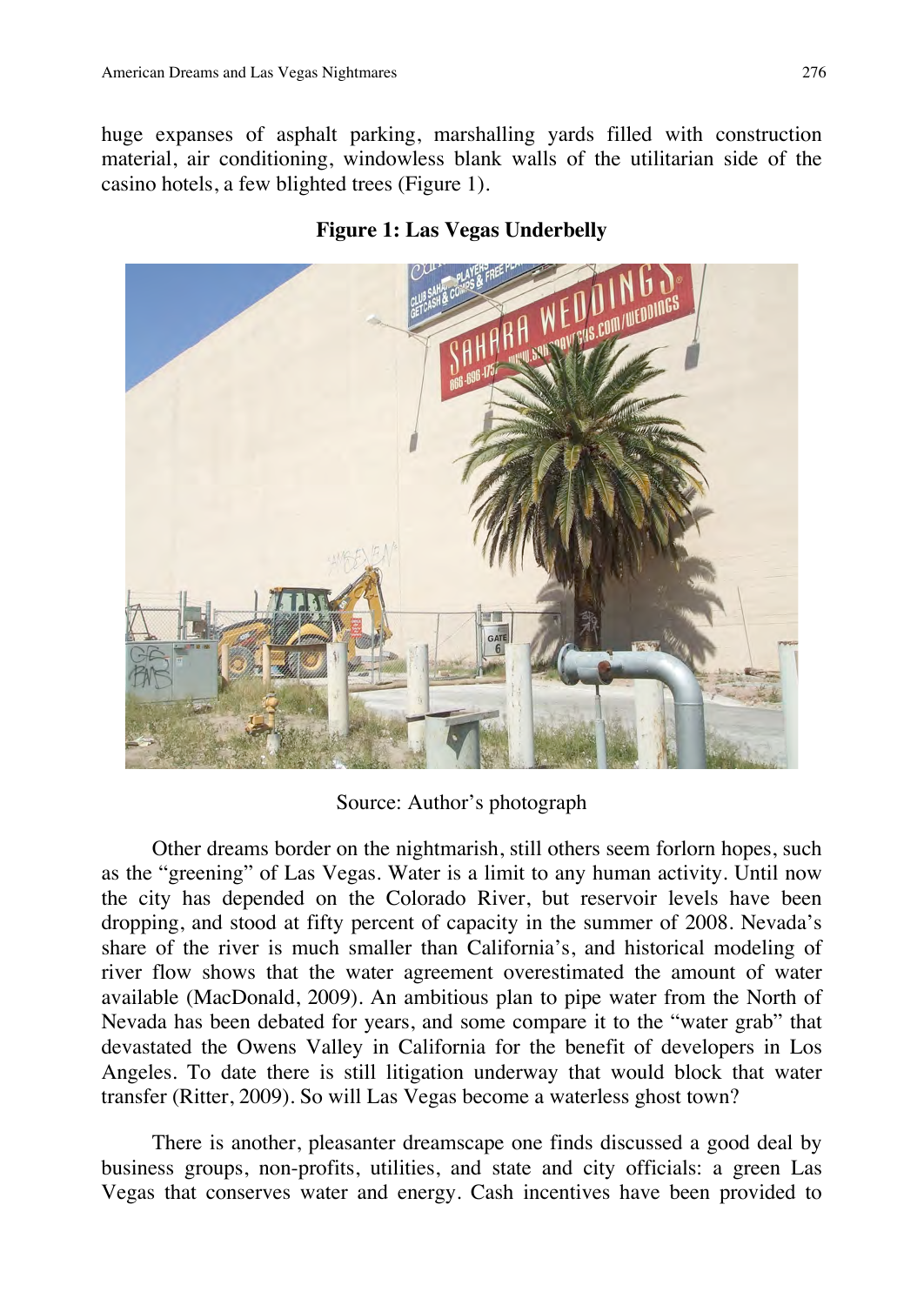huge expanses of asphalt parking, marshalling yards filled with construction material, air conditioning, windowless blank walls of the utilitarian side of the casino hotels, a few blighted trees (Figure 1).

**Figure 1: Las Vegas Underbelly**

Source: Author's photograph

Other dreams border on the nightmarish, still others seem forlorn hopes, such as the "greening" of Las Vegas. Water is a limit to any human activity. Until now the city has depended on the Colorado River, but reservoir levels have been dropping, and stood at fifty percent of capacity in the summer of 2008. Nevada's share of the river is much smaller than California's, and historical modeling of river flow shows that the water agreement overestimated the amount of water available (MacDonald, 2009). An ambitious plan to pipe water from the North of Nevada has been debated for years, and some compare it to the "water grab" that devastated the Owens Valley in California for the benefit of developers in Los Angeles. To date there is still litigation underway that would block that water transfer (Ritter, 2009). So will Las Vegas become a waterless ghost town?

There is another, pleasanter dreamscape one finds discussed a good deal by business groups, non-profits, utilities, and state and city officials: a green Las Vegas that conserves water and energy. Cash incentives have been provided to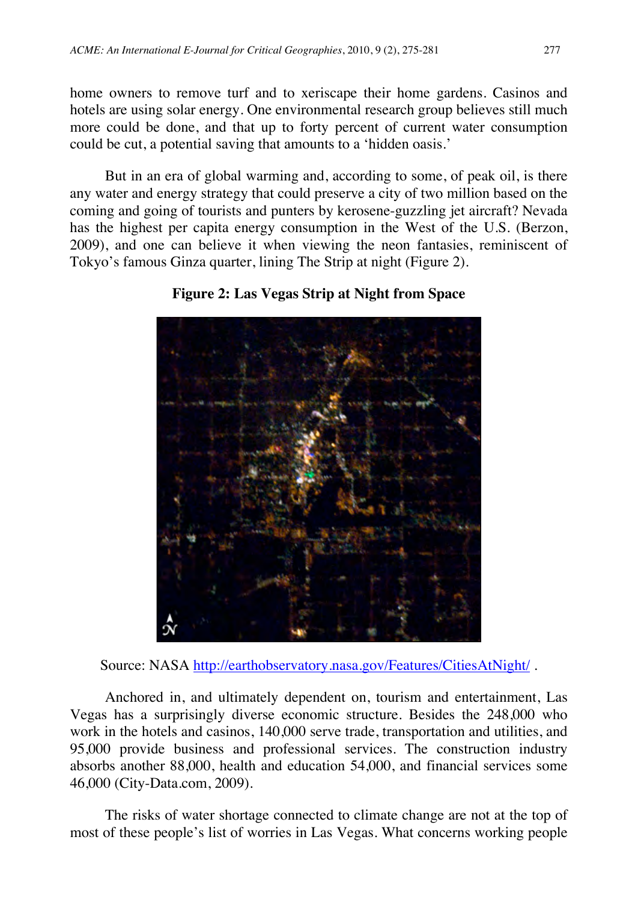home owners to remove turf and to xeriscape their home gardens. Casinos and hotels are using solar energy. One environmental research group believes still much more could be done, and that up to forty percent of current water consumption could be cut, a potential saving that amounts to a 'hidden oasis.'

But in an era of global warming and, according to some, of peak oil, is there any water and energy strategy that could preserve a city of two million based on the coming and going of tourists and punters by kerosene-guzzling jet aircraft? Nevada has the highest per capita energy consumption in the West of the U.S. (Berzon, 2009), and one can believe it when viewing the neon fantasies, reminiscent of Tokyo's famous Ginza quarter, lining The Strip at night (Figure 2).

**Figure 2: Las Vegas Strip at Night from Space**

Source: NASA http://earthobservatory.nasa.gov/Features/CitiesAtNight/ .

Anchored in, and ultimately dependent on, tourism and entertainment, Las Vegas has a surprisingly diverse economic structure. Besides the 248,000 who work in the hotels and casinos, 140,000 serve trade, transportation and utilities, and 95,000 provide business and professional services. The construction industry absorbs another 88,000, health and education 54,000, and financial services some 46,000 (City-Data.com, 2009).

The risks of water shortage connected to climate change are not at the top of most of these people's list of worries in Las Vegas. What concerns working people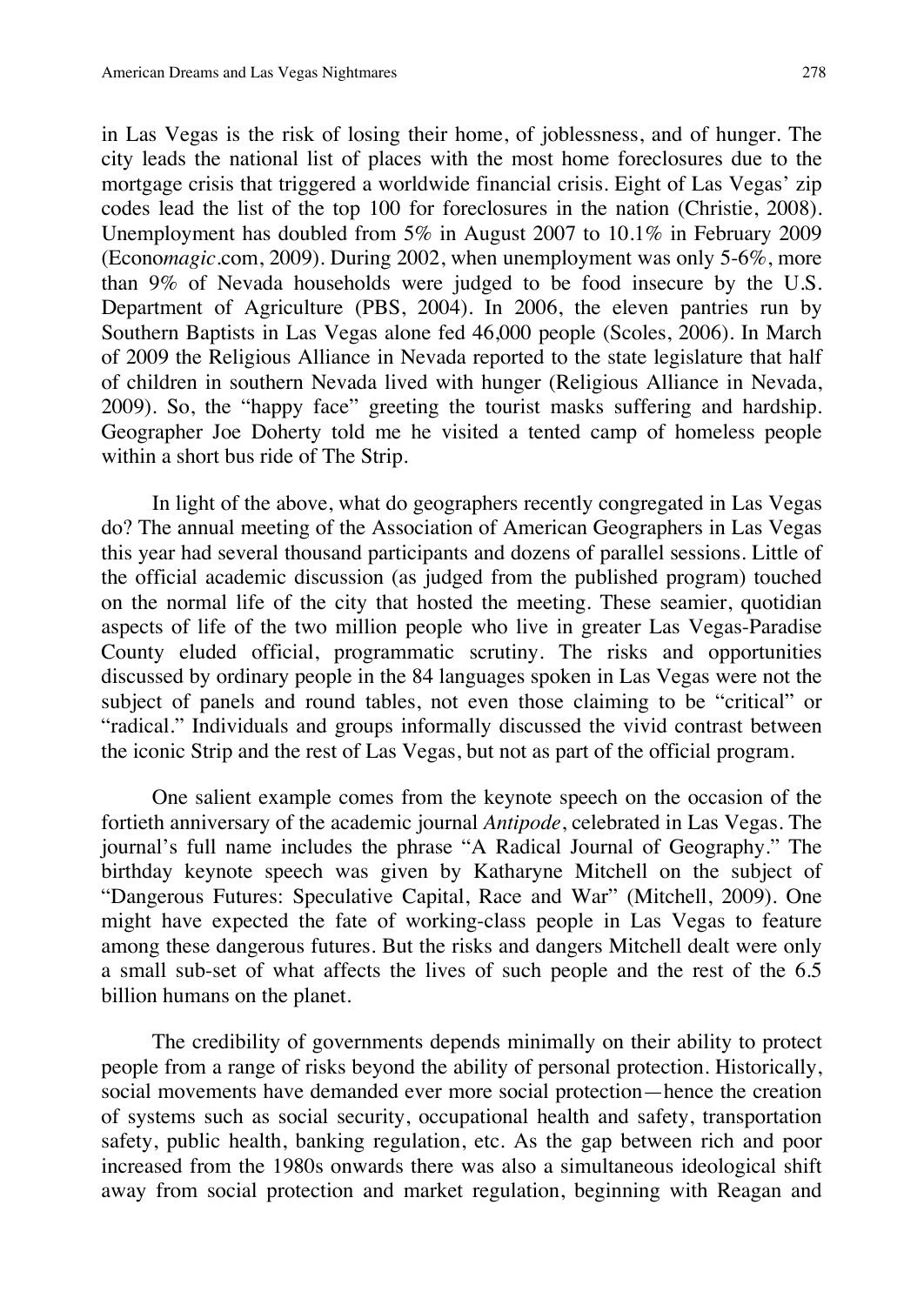in Las Vegas is the risk of losing their home, of joblessness, and of hunger. The city leads the national list of places with the most home foreclosures due to the mortgage crisis that triggered a worldwide financial crisis. Eight of Las Vegas' zip codes lead the list of the top 100 for foreclosures in the nation (Christie, 2008). Unemployment has doubled from 5% in August 2007 to 10.1% in February 2009 (Econo*magic*.com, 2009). During 2002, when unemployment was only 5-6%, more than 9% of Nevada households were judged to be food insecure by the U.S. Department of Agriculture (PBS, 2004). In 2006, the eleven pantries run by Southern Baptists in Las Vegas alone fed 46,000 people (Scoles, 2006). In March of 2009 the Religious Alliance in Nevada reported to the state legislature that half of children in southern Nevada lived with hunger (Religious Alliance in Nevada, 2009). So, the "happy face" greeting the tourist masks suffering and hardship. Geographer Joe Doherty told me he visited a tented camp of homeless people within a short bus ride of The Strip.

In light of the above, what do geographers recently congregated in Las Vegas do? The annual meeting of the Association of American Geographers in Las Vegas this year had several thousand participants and dozens of parallel sessions. Little of the official academic discussion (as judged from the published program) touched on the normal life of the city that hosted the meeting. These seamier, quotidian aspects of life of the two million people who live in greater Las Vegas-Paradise County eluded official, programmatic scrutiny. The risks and opportunities discussed by ordinary people in the 84 languages spoken in Las Vegas were not the subject of panels and round tables, not even those claiming to be "critical" or "radical." Individuals and groups informally discussed the vivid contrast between the iconic Strip and the rest of Las Vegas, but not as part of the official program.

One salient example comes from the keynote speech on the occasion of the fortieth anniversary of the academic journal *Antipode*, celebrated in Las Vegas. The journal's full name includes the phrase "A Radical Journal of Geography." The birthday keynote speech was given by Katharyne Mitchell on the subject of "Dangerous Futures: Speculative Capital, Race and War" (Mitchell, 2009). One might have expected the fate of working-class people in Las Vegas to feature among these dangerous futures. But the risks and dangers Mitchell dealt were only a small sub-set of what affects the lives of such people and the rest of the 6.5 billion humans on the planet.

The credibility of governments depends minimally on their ability to protect people from a range of risks beyond the ability of personal protection. Historically, social movements have demanded ever more social protection—hence the creation of systems such as social security, occupational health and safety, transportation safety, public health, banking regulation, etc. As the gap between rich and poor increased from the 1980s onwards there was also a simultaneous ideological shift away from social protection and market regulation, beginning with Reagan and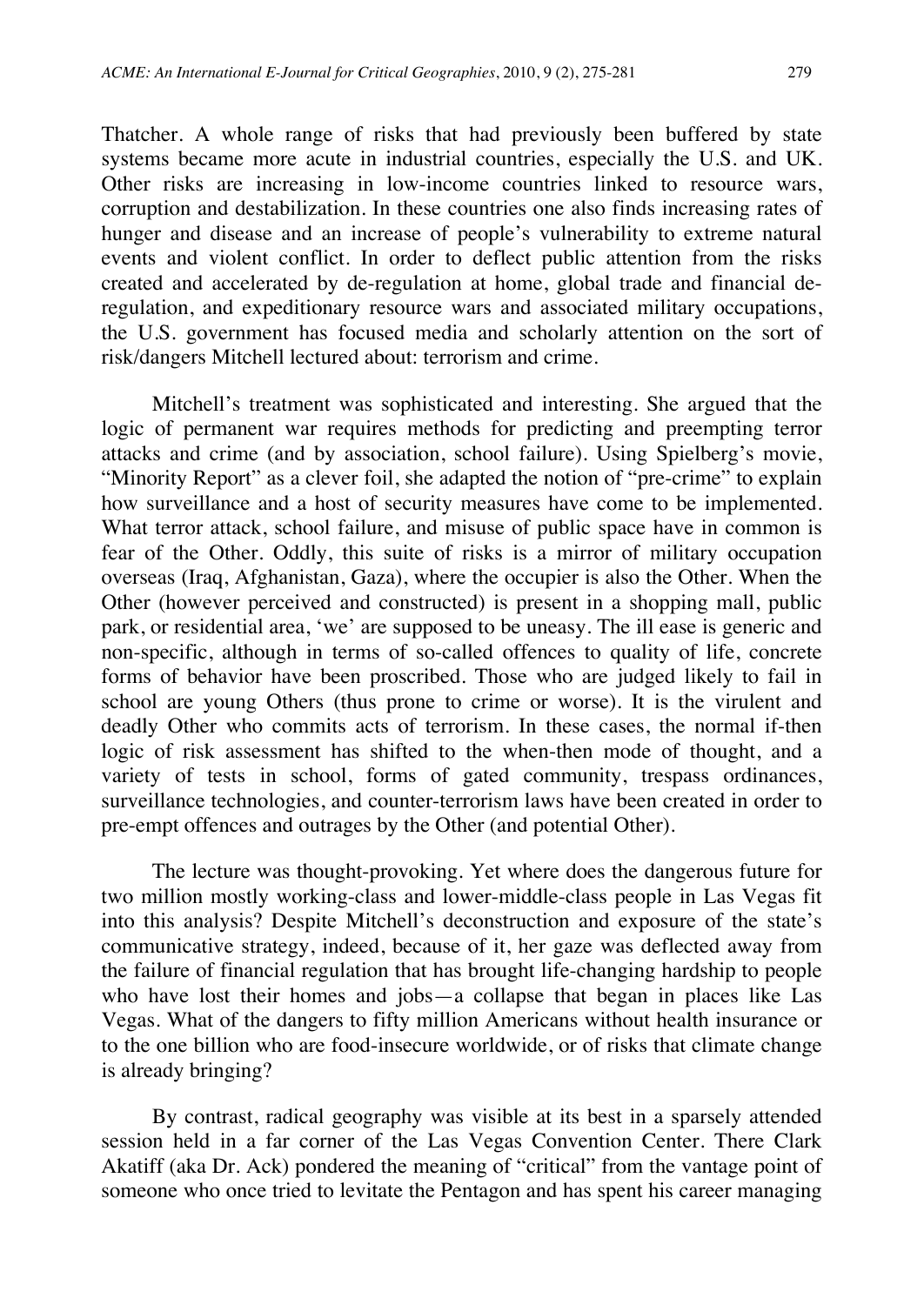Thatcher. A whole range of risks that had previously been buffered by state systems became more acute in industrial countries, especially the U.S. and UK. Other risks are increasing in low-income countries linked to resource wars, corruption and destabilization. In these countries one also finds increasing rates of hunger and disease and an increase of people's vulnerability to extreme natural events and violent conflict. In order to deflect public attention from the risks created and accelerated by de-regulation at home, global trade and financial de-regulation, and expeditionary resource wars and associated military occupations, the U.S. government has focused media and scholarly attention on the sort of risk/dangers Mitchell lectured about: terrorism and crime.

Mitchell's treatment was sophisticated and interesting. She argued that the logic of permanent war requires methods for predicting and preempting terror attacks and crime (and by association, school failure). Using Spielberg's movie, "Minority Report" as a clever foil, she adapted the notion of "pre-crime" to explain how surveillance and a host of security measures have come to be implemented. What terror attack, school failure, and misuse of public space have in common is fear of the Other. Oddly, this suite of risks is a mirror of military occupation overseas (Iraq, Afghanistan, Gaza), where the occupier is also the Other. When the Other (however perceived and constructed) is present in a shopping mall, public park, or residential area, 'we' are supposed to be uneasy. The ill ease is generic and non-specific, although in terms of so-called offences to quality of life, concrete forms of behavior have been proscribed. Those who are judged likely to fail in school are young Others (thus prone to crime or worse). It is the virulent and deadly Other who commits acts of terrorism. In these cases, the normal if-then logic of risk assessment has shifted to the when-then mode of thought, and a variety of tests in school, forms of gated community, trespass ordinances, surveillance technologies, and counter-terrorism laws have been created in order to pre-empt offences and outrages by the Other (and potential Other).

The lecture was thought-provoking. Yet where does the dangerous future for two million mostly working-class and lower-middle-class people in Las Vegas fit into this analysis? Despite Mitchell's deconstruction and exposure of the state's communicative strategy, indeed, because of it, her gaze was deflected away from the failure of financial regulation that has brought life-changing hardship to people who have lost their homes and jobs—a collapse that began in places like Las Vegas. What of the dangers to fifty million Americans without health insurance or to the one billion who are food-insecure worldwide, or of risks that climate change is already bringing?

By contrast, radical geography was visible at its best in a sparsely attended session held in a far corner of the Las Vegas Convention Center. There Clark Akatiff (aka Dr. Ack) pondered the meaning of "critical" from the vantage point of someone who once tried to levitate the Pentagon and has spent his career managing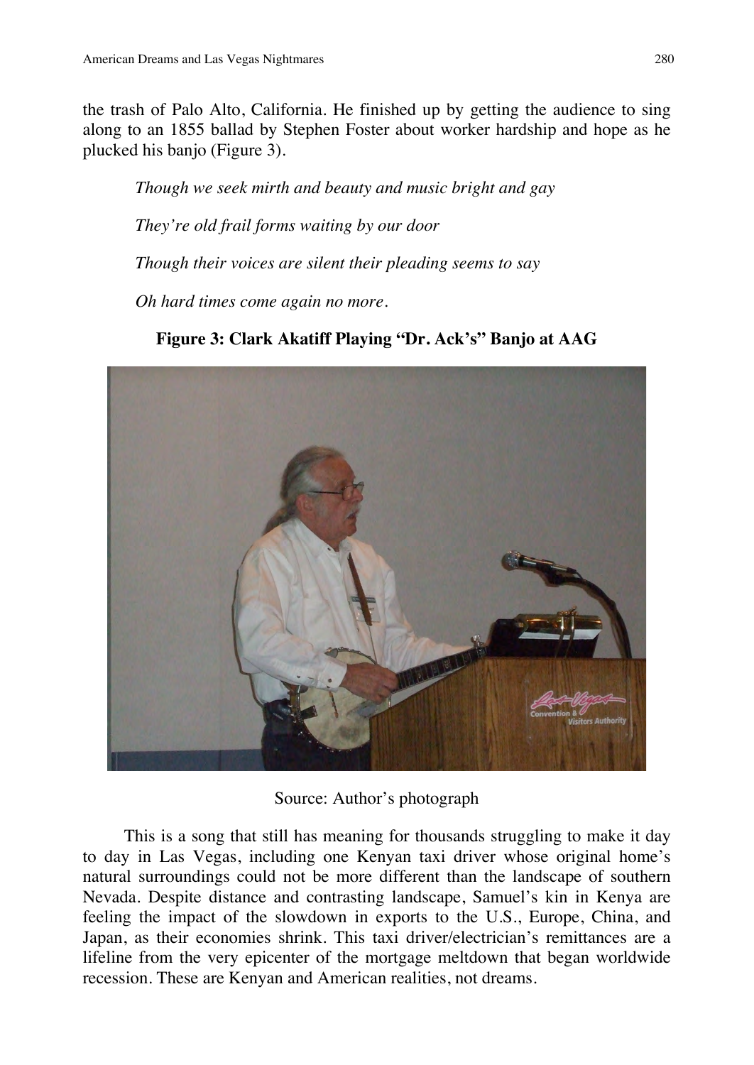the trash of Palo Alto, California. He finished up by getting the audience to sing along to an 1855 ballad by Stephen Foster about worker hardship and hope as he plucked his banjo (Figure 3).

*Though we seek mirth and beauty and music bright and gay*

*They're old frail forms waiting by our door*

*Though their voices are silent their pleading seems to say*

*Oh hard times come again no more.*

**Figure 3: Clark Akatiff Playing "Dr. Ack's" Banjo at AAG**

Source: Author's photograph

This is a song that still has meaning for thousands struggling to make it day to day in Las Vegas, including one Kenyan taxi driver whose original home's natural surroundings could not be more different than the landscape of southern Nevada. Despite distance and contrasting landscape, Samuel's kin in Kenya are feeling the impact of the slowdown in exports to the U.S., Europe, China, and Japan, as their economies shrink. This taxi driver/electrician's remittances are a lifeline from the very epicenter of the mortgage meltdown that began worldwide recession. These are Kenyan and American realities, not dreams.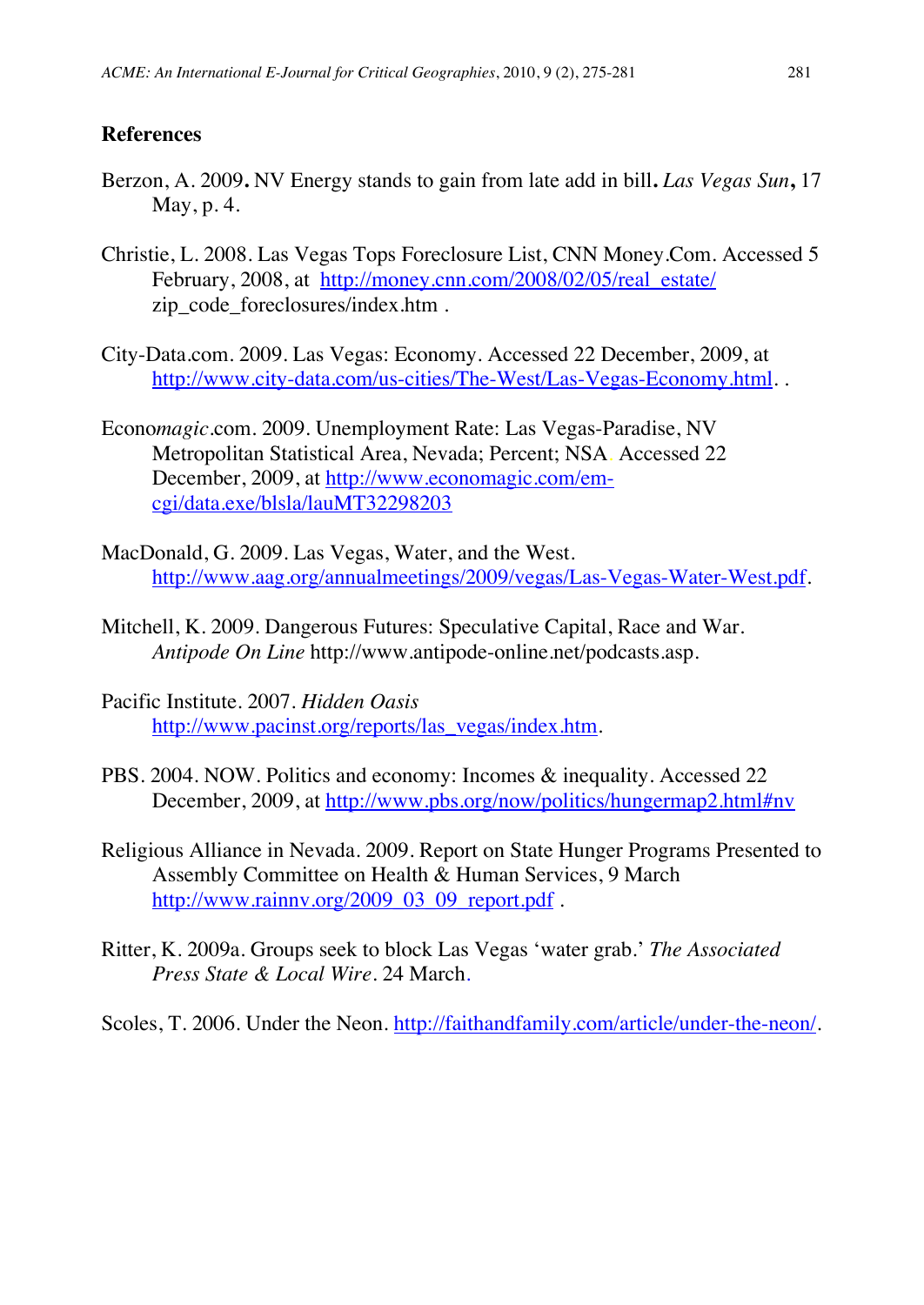## References

Berzon, A. 2009**.** NV Energy stands to gain from late add in bill**.** *Las Vegas Sun***,** 17 May, p. 4.

Christie, L. 2008. Las Vegas Tops Foreclosure List, CNN Money.Com. Accessed 5 February, 2008, at http://money.cnn.com/2008/02/05/real_estate/zip_code_foreclosures/index.htm .

City-Data.com. 2009. Las Vegas: Economy. Accessed 22 December, 2009, at http://www.city-data.com/us-cities/The-West/Las-Vegas-Economy.html. .

Econo*magic*.com. 2009. Unemployment Rate: Las Vegas-Paradise, NV Metropolitan Statistical Area, Nevada; Percent; NSA. Accessed 22 December, 2009, at http://www.economagic.com/em-cgi/data.exe/blsla/lauMT32298203

MacDonald, G. 2009. Las Vegas, Water, and the West. http://www.aag.org/annualmeetings/2009/vegas/Las-Vegas-Water-West.pdf.

Mitchell, K. 2009. Dangerous Futures: Speculative Capital, Race and War. *Antipode On Line* http://www.antipode-online.net/podcasts.asp.

Pacific Institute. 2007. *Hidden Oasis* http://www.pacinst.org/reports/las_vegas/index.htm.

PBS. 2004. NOW. Politics and economy: Incomes & inequality. Accessed 22 December, 2009, at http://www.pbs.org/now/politics/hungermap2.html#nv

Religious Alliance in Nevada. 2009. Report on State Hunger Programs Presented to Assembly Committee on Health & Human Services, 9 March http://www.rainnv.org/2009_03_09_report.pdf .

Ritter, K. 2009a. Groups seek to block Las Vegas 'water grab.' *The Associated Press State & Local Wire*. 24 March.

Scoles, T. 2006. Under the Neon. http://faithandfamily.com/article/under-the-neon/.